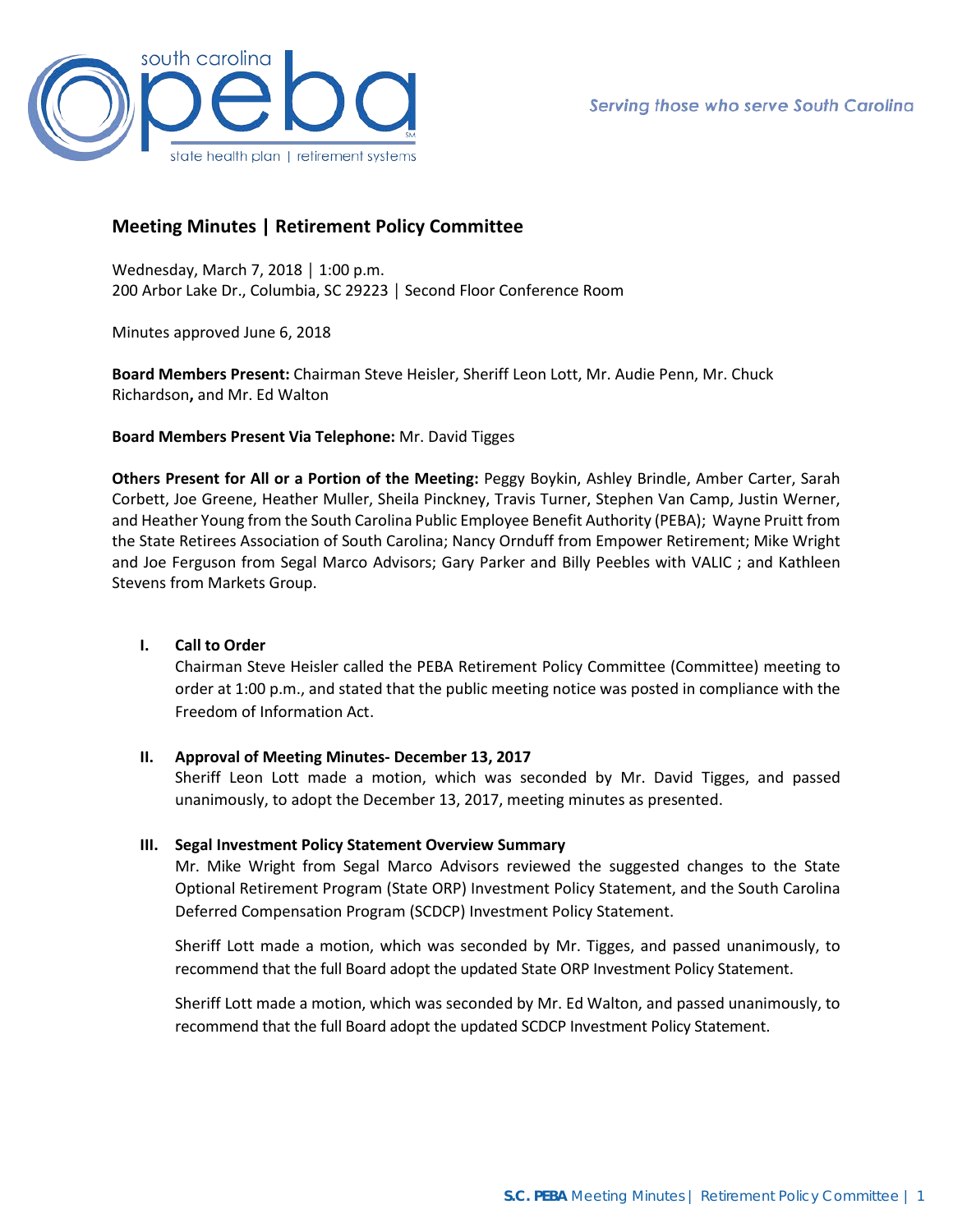# Meeting Minutes | Retirement Policy Committee

Wednesday, March 7, 2018 │ 1:00 p.m.
200 Arbor Lake Dr., Columbia, SC 29223 │ Second Floor Conference Room

Minutes approved June 6, 2018

**Board Members Present:** Chairman Steve Heisler, Sheriff Leon Lott, Mr. Audie Penn, Mr. Chuck Richardson**,** and Mr. Ed Walton

**Board Members Present Via Telephone:** Mr. David Tigges

**Others Present for All or a Portion of the Meeting:** Peggy Boykin, Ashley Brindle, Amber Carter, Sarah Corbett, Joe Greene, Heather Muller, Sheila Pinckney, Travis Turner, Stephen Van Camp, Justin Werner, and Heather Young from the South Carolina Public Employee Benefit Authority (PEBA); Wayne Pruitt from the State Retirees Association of South Carolina; Nancy Ornduff from Empower Retirement; Mike Wright and Joe Ferguson from Segal Marco Advisors; Gary Parker and Billy Peebles with VALIC ; and Kathleen Stevens from Markets Group.

## I. Call to Order

Chairman Steve Heisler called the PEBA Retirement Policy Committee (Committee) meeting to order at 1:00 p.m., and stated that the public meeting notice was posted in compliance with the Freedom of Information Act.

## II. Approval of Meeting Minutes- December 13, 2017

Sheriff Leon Lott made a motion, which was seconded by Mr. David Tigges, and passed unanimously, to adopt the December 13, 2017, meeting minutes as presented.

## III. Segal Investment Policy Statement Overview Summary

Mr. Mike Wright from Segal Marco Advisors reviewed the suggested changes to the State Optional Retirement Program (State ORP) Investment Policy Statement, and the South Carolina Deferred Compensation Program (SCDCP) Investment Policy Statement.

Sheriff Lott made a motion, which was seconded by Mr. Tigges, and passed unanimously, to recommend that the full Board adopt the updated State ORP Investment Policy Statement.

Sheriff Lott made a motion, which was seconded by Mr. Ed Walton, and passed unanimously, to recommend that the full Board adopt the updated SCDCP Investment Policy Statement.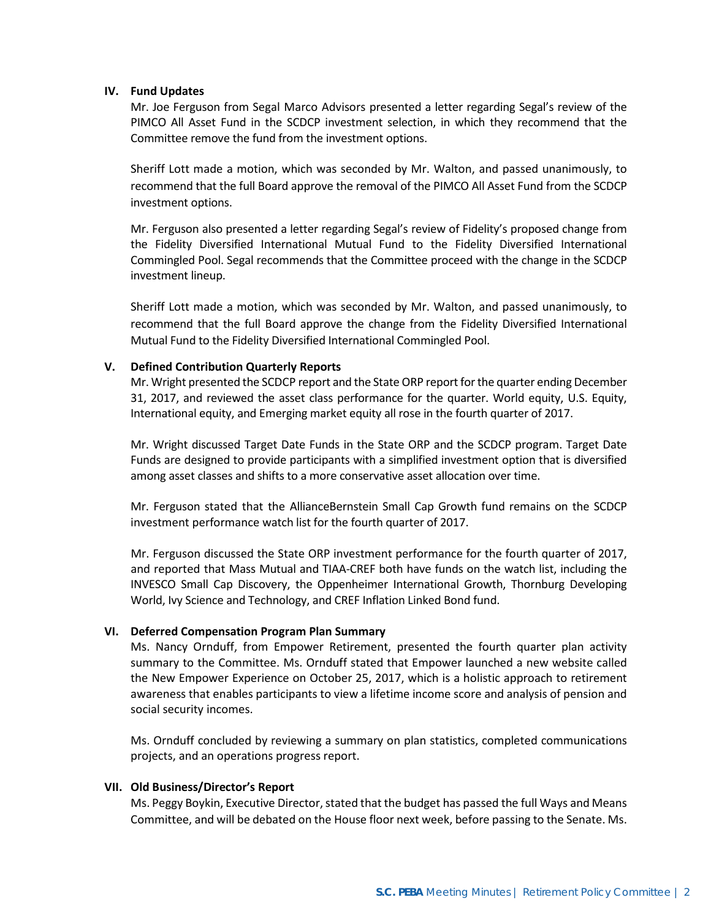## IV. Fund Updates

Mr. Joe Ferguson from Segal Marco Advisors presented a letter regarding Segal's review of the PIMCO All Asset Fund in the SCDCP investment selection, in which they recommend that the Committee remove the fund from the investment options.

Sheriff Lott made a motion, which was seconded by Mr. Walton, and passed unanimously, to recommend that the full Board approve the removal of the PIMCO All Asset Fund from the SCDCP investment options.

Mr. Ferguson also presented a letter regarding Segal's review of Fidelity's proposed change from the Fidelity Diversified International Mutual Fund to the Fidelity Diversified International Commingled Pool. Segal recommends that the Committee proceed with the change in the SCDCP investment lineup.

Sheriff Lott made a motion, which was seconded by Mr. Walton, and passed unanimously, to recommend that the full Board approve the change from the Fidelity Diversified International Mutual Fund to the Fidelity Diversified International Commingled Pool.

## V. Defined Contribution Quarterly Reports

Mr. Wright presented the SCDCP report and the State ORP report for the quarter ending December 31, 2017, and reviewed the asset class performance for the quarter. World equity, U.S. Equity, International equity, and Emerging market equity all rose in the fourth quarter of 2017.

Mr. Wright discussed Target Date Funds in the State ORP and the SCDCP program. Target Date Funds are designed to provide participants with a simplified investment option that is diversified among asset classes and shifts to a more conservative asset allocation over time.

Mr. Ferguson stated that the AllianceBernstein Small Cap Growth fund remains on the SCDCP investment performance watch list for the fourth quarter of 2017.

Mr. Ferguson discussed the State ORP investment performance for the fourth quarter of 2017, and reported that Mass Mutual and TIAA-CREF both have funds on the watch list, including the INVESCO Small Cap Discovery, the Oppenheimer International Growth, Thornburg Developing World, Ivy Science and Technology, and CREF Inflation Linked Bond fund.

## VI. Deferred Compensation Program Plan Summary

Ms. Nancy Ornduff, from Empower Retirement, presented the fourth quarter plan activity summary to the Committee. Ms. Ornduff stated that Empower launched a new website called the New Empower Experience on October 25, 2017, which is a holistic approach to retirement awareness that enables participants to view a lifetime income score and analysis of pension and social security incomes.

Ms. Ornduff concluded by reviewing a summary on plan statistics, completed communications projects, and an operations progress report.

## VII. Old Business/Director's Report

Ms. Peggy Boykin, Executive Director, stated that the budget has passed the full Ways and Means Committee, and will be debated on the House floor next week, before passing to the Senate. Ms.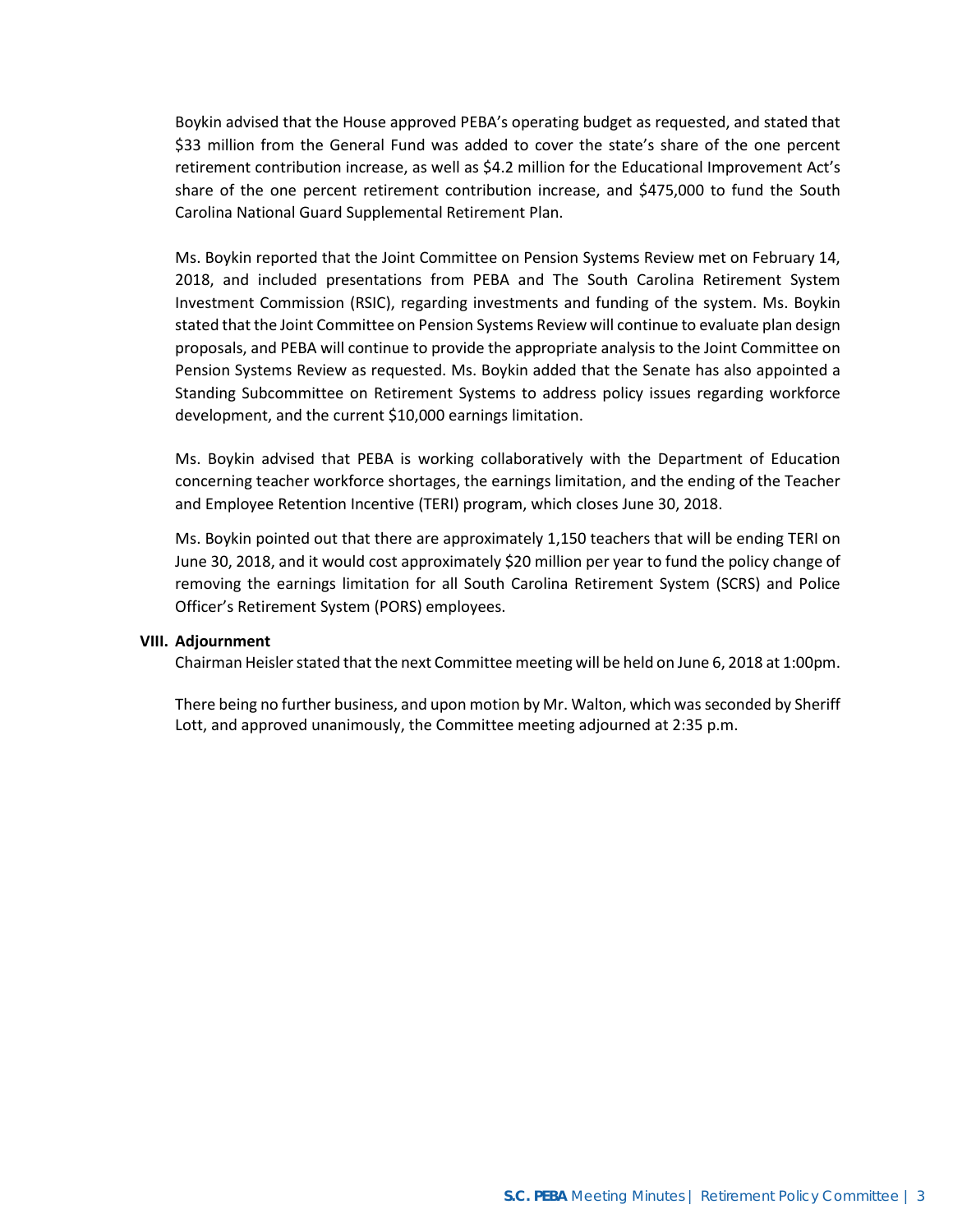Boykin advised that the House approved PEBA's operating budget as requested, and stated that $33 million from the General Fund was added to cover the state's share of the one percent retirement contribution increase, as well as $4.2 million for the Educational Improvement Act's share of the one percent retirement contribution increase, and $475,000 to fund the South Carolina National Guard Supplemental Retirement Plan.

Ms. Boykin reported that the Joint Committee on Pension Systems Review met on February 14, 2018, and included presentations from PEBA and The South Carolina Retirement System Investment Commission (RSIC), regarding investments and funding of the system. Ms. Boykin stated that the Joint Committee on Pension Systems Review will continue to evaluate plan design proposals, and PEBA will continue to provide the appropriate analysis to the Joint Committee on Pension Systems Review as requested. Ms. Boykin added that the Senate has also appointed a Standing Subcommittee on Retirement Systems to address policy issues regarding workforce development, and the current $10,000 earnings limitation.

Ms. Boykin advised that PEBA is working collaboratively with the Department of Education concerning teacher workforce shortages, the earnings limitation, and the ending of the Teacher and Employee Retention Incentive (TERI) program, which closes June 30, 2018.

Ms. Boykin pointed out that there are approximately 1,150 teachers that will be ending TERI on June 30, 2018, and it would cost approximately $20 million per year to fund the policy change of removing the earnings limitation for all South Carolina Retirement System (SCRS) and Police Officer's Retirement System (PORS) employees.

**VIII. Adjournment**

Chairman Heisler stated that the next Committee meeting will be held on June 6, 2018 at 1:00pm.

There being no further business, and upon motion by Mr. Walton, which was seconded by Sheriff Lott, and approved unanimously, the Committee meeting adjourned at 2:35 p.m.